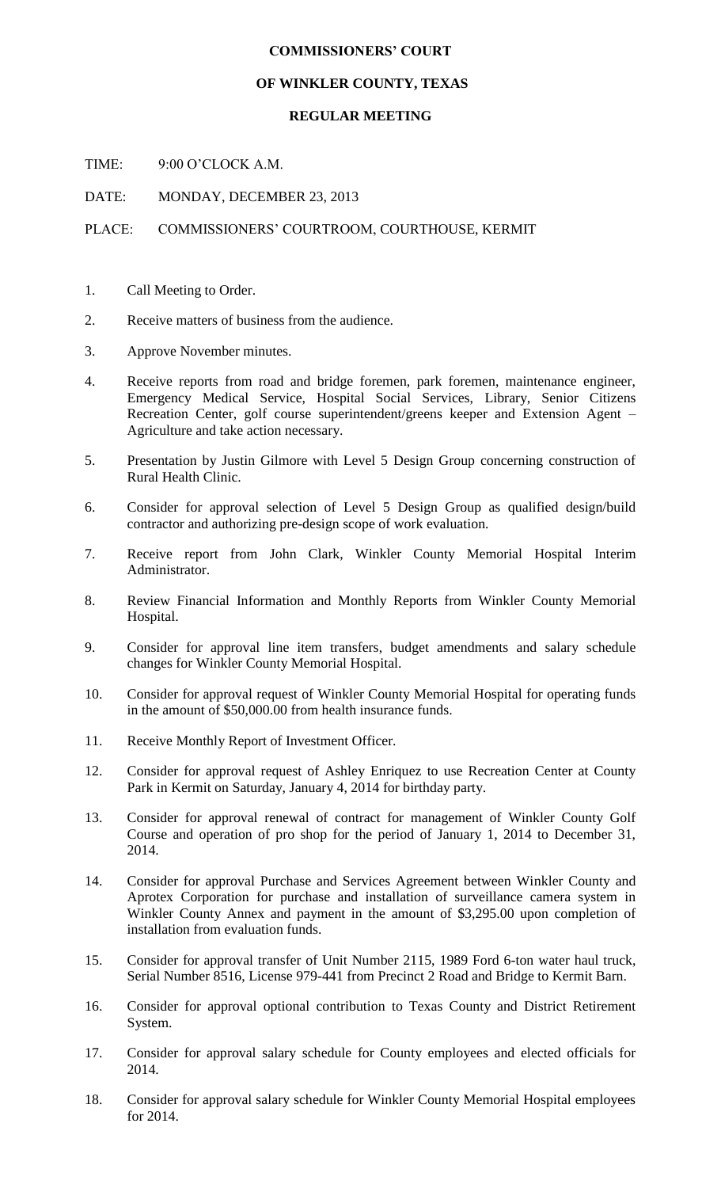**COMMISSIONERS' COURT**

**OF WINKLER COUNTY, TEXAS**

**REGULAR MEETING**

TIME: 9:00 O'CLOCK A.M.

DATE: MONDAY, DECEMBER 23, 2013

PLACE: COMMISSIONERS' COURTROOM, COURTHOUSE, KERMIT

1. Call Meeting to Order.
2. Receive matters of business from the audience.
3. Approve November minutes.
4. Receive reports from road and bridge foremen, park foremen, maintenance engineer, Emergency Medical Service, Hospital Social Services, Library, Senior Citizens Recreation Center, golf course superintendent/greens keeper and Extension Agent – Agriculture and take action necessary.
5. Presentation by Justin Gilmore with Level 5 Design Group concerning construction of Rural Health Clinic.
6. Consider for approval selection of Level 5 Design Group as qualified design/build contractor and authorizing pre-design scope of work evaluation.
7. Receive report from John Clark, Winkler County Memorial Hospital Interim Administrator.
8. Review Financial Information and Monthly Reports from Winkler County Memorial Hospital.
9. Consider for approval line item transfers, budget amendments and salary schedule changes for Winkler County Memorial Hospital.
10. Consider for approval request of Winkler County Memorial Hospital for operating funds in the amount of $50,000.00 from health insurance funds.
11. Receive Monthly Report of Investment Officer.
12. Consider for approval request of Ashley Enriquez to use Recreation Center at County Park in Kermit on Saturday, January 4, 2014 for birthday party.
13. Consider for approval renewal of contract for management of Winkler County Golf Course and operation of pro shop for the period of January 1, 2014 to December 31, 2014.
14. Consider for approval Purchase and Services Agreement between Winkler County and Aprotex Corporation for purchase and installation of surveillance camera system in Winkler County Annex and payment in the amount of $3,295.00 upon completion of installation from evaluation funds.
15. Consider for approval transfer of Unit Number 2115, 1989 Ford 6-ton water haul truck, Serial Number 8516, License 979-441 from Precinct 2 Road and Bridge to Kermit Barn.
16. Consider for approval optional contribution to Texas County and District Retirement System.
17. Consider for approval salary schedule for County employees and elected officials for 2014.
18. Consider for approval salary schedule for Winkler County Memorial Hospital employees for 2014.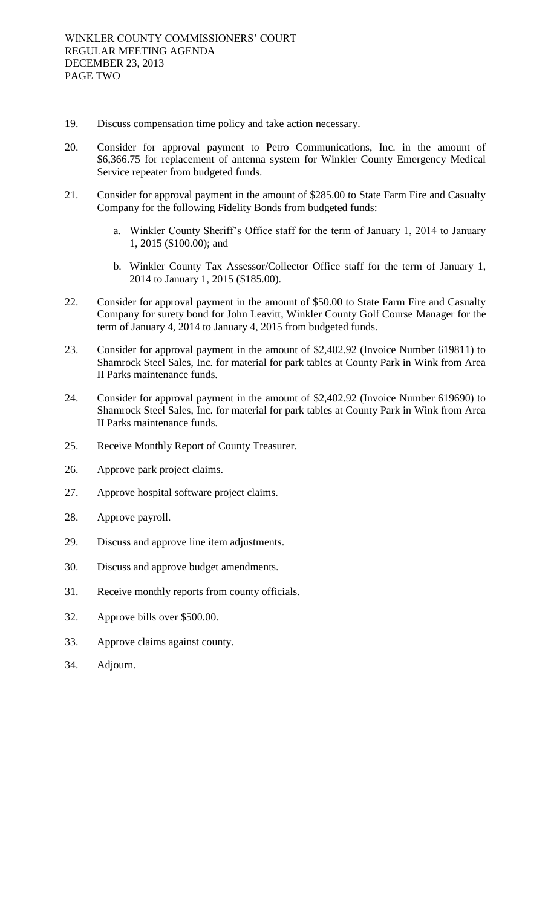19. Discuss compensation time policy and take action necessary.

20. Consider for approval payment to Petro Communications, Inc. in the amount of $6,366.75 for replacement of antenna system for Winkler County Emergency Medical Service repeater from budgeted funds.

21. Consider for approval payment in the amount of $285.00 to State Farm Fire and Casualty Company for the following Fidelity Bonds from budgeted funds:

    a. Winkler County Sheriff's Office staff for the term of January 1, 2014 to January 1, 2015 ($100.00); and

    b. Winkler County Tax Assessor/Collector Office staff for the term of January 1, 2014 to January 1, 2015 ($185.00).

22. Consider for approval payment in the amount of $50.00 to State Farm Fire and Casualty Company for surety bond for John Leavitt, Winkler County Golf Course Manager for the term of January 4, 2014 to January 4, 2015 from budgeted funds.

23. Consider for approval payment in the amount of $2,402.92 (Invoice Number 619811) to Shamrock Steel Sales, Inc. for material for park tables at County Park in Wink from Area II Parks maintenance funds.

24. Consider for approval payment in the amount of $2,402.92 (Invoice Number 619690) to Shamrock Steel Sales, Inc. for material for park tables at County Park in Wink from Area II Parks maintenance funds.

25. Receive Monthly Report of County Treasurer.

26. Approve park project claims.

27. Approve hospital software project claims.

28. Approve payroll.

29. Discuss and approve line item adjustments.

30. Discuss and approve budget amendments.

31. Receive monthly reports from county officials.

32. Approve bills over $500.00.

33. Approve claims against county.

34. Adjourn.